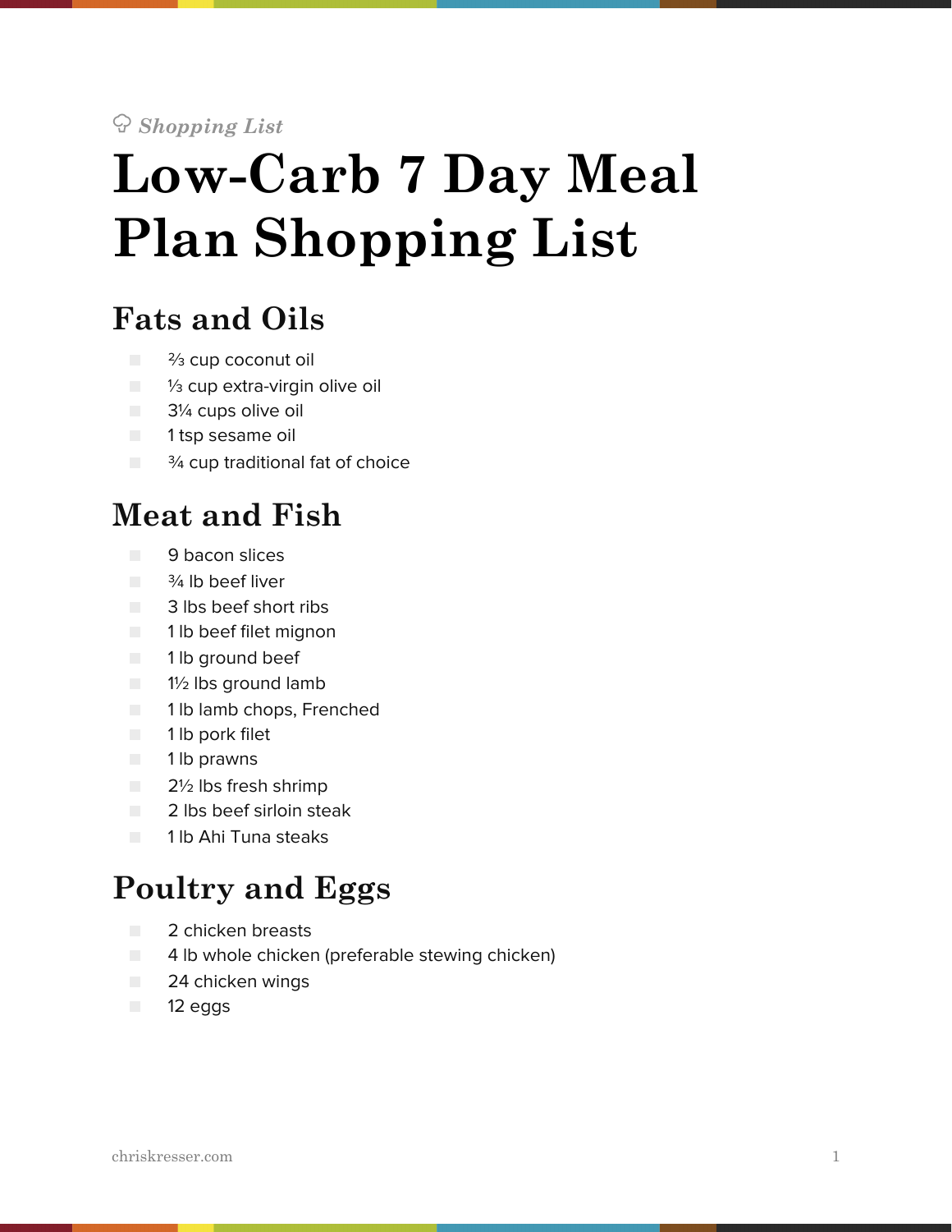*Shopping List*

# Low-Carb 7 Day Meal Plan Shopping List

## Fats and Oils

- ⅔ cup coconut oil
- ⅓ cup extra-virgin olive oil
- 3¼ cups olive oil
- 1 tsp sesame oil
- ¾ cup traditional fat of choice

## Meat and Fish

- 9 bacon slices
- ¾ lb beef liver
- 3 lbs beef short ribs
- 1 lb beef filet mignon
- 1 lb ground beef
- 1½ lbs ground lamb
- 1 lb lamb chops, Frenched
- 1 lb pork filet
- 1 lb prawns
- 2½ lbs fresh shrimp
- 2 lbs beef sirloin steak
- 1 lb Ahi Tuna steaks

## Poultry and Eggs

- 2 chicken breasts
- 4 lb whole chicken (preferable stewing chicken)
- 24 chicken wings
- 12 eggs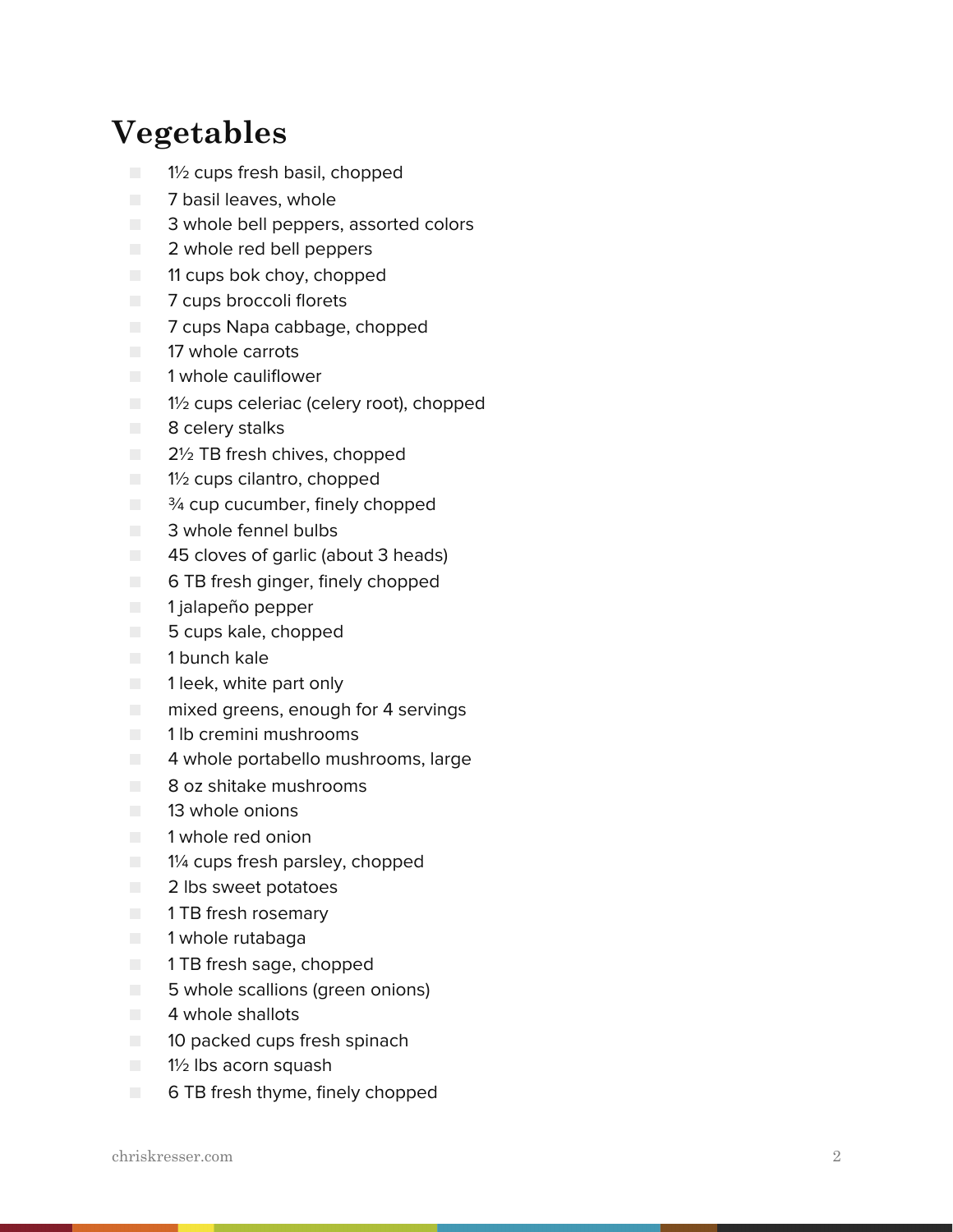# Vegetables

- 1½ cups fresh basil, chopped
- 7 basil leaves, whole
- 3 whole bell peppers, assorted colors
- 2 whole red bell peppers
- 11 cups bok choy, chopped
- 7 cups broccoli florets
- 7 cups Napa cabbage, chopped
- 17 whole carrots
- 1 whole cauliflower
- 1½ cups celeriac (celery root), chopped
- 8 celery stalks
- 2½ TB fresh chives, chopped
- 1½ cups cilantro, chopped
- ¾ cup cucumber, finely chopped
- 3 whole fennel bulbs
- 45 cloves of garlic (about 3 heads)
- 6 TB fresh ginger, finely chopped
- 1 jalapeño pepper
- 5 cups kale, chopped
- 1 bunch kale
- 1 leek, white part only
- mixed greens, enough for 4 servings
- 1 lb cremini mushrooms
- 4 whole portabello mushrooms, large
- 8 oz shitake mushrooms
- 13 whole onions
- 1 whole red onion
- 1¼ cups fresh parsley, chopped
- 2 lbs sweet potatoes
- 1 TB fresh rosemary
- 1 whole rutabaga
- 1 TB fresh sage, chopped
- 5 whole scallions (green onions)
- 4 whole shallots
- 10 packed cups fresh spinach
- 1½ lbs acorn squash
- 6 TB fresh thyme, finely chopped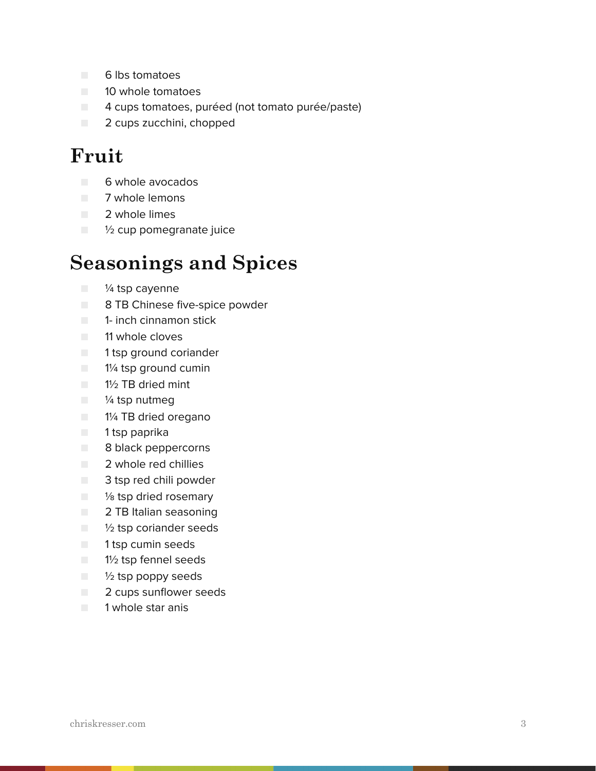- 6 lbs tomatoes
- 10 whole tomatoes
- 4 cups tomatoes, puréed (not tomato purée/paste)
- 2 cups zucchini, chopped

# Fruit

- 6 whole avocados
- 7 whole lemons
- 2 whole limes
- ½ cup pomegranate juice

# Seasonings and Spices

- ¼ tsp cayenne
- 8 TB Chinese five-spice powder
- 1- inch cinnamon stick
- 11 whole cloves
- 1 tsp ground coriander
- 1¼ tsp ground cumin
- 1½ TB dried mint
- ¼ tsp nutmeg
- 1¼ TB dried oregano
- 1 tsp paprika
- 8 black peppercorns
- 2 whole red chillies
- 3 tsp red chili powder
- ⅛ tsp dried rosemary
- 2 TB Italian seasoning
- ½ tsp coriander seeds
- 1 tsp cumin seeds
- 1½ tsp fennel seeds
- ½ tsp poppy seeds
- 2 cups sunflower seeds
- 1 whole star anis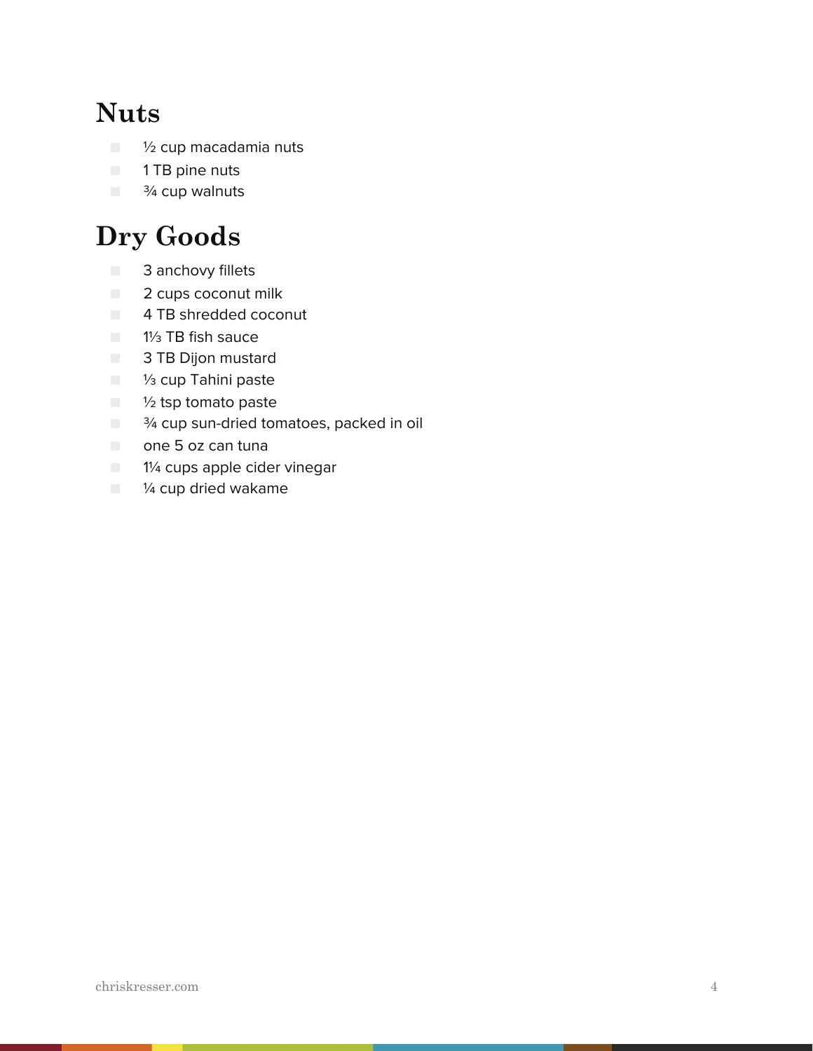# Nuts

- ½ cup macadamia nuts
- 1 TB pine nuts
- ¾ cup walnuts

# Dry Goods

- 3 anchovy fillets
- 2 cups coconut milk
- 4 TB shredded coconut
- 1⅓ TB fish sauce
- 3 TB Dijon mustard
- ⅓ cup Tahini paste
- ½ tsp tomato paste
- ¾ cup sun-dried tomatoes, packed in oil
- one 5 oz can tuna
- 1¼ cups apple cider vinegar
- ¼ cup dried wakame